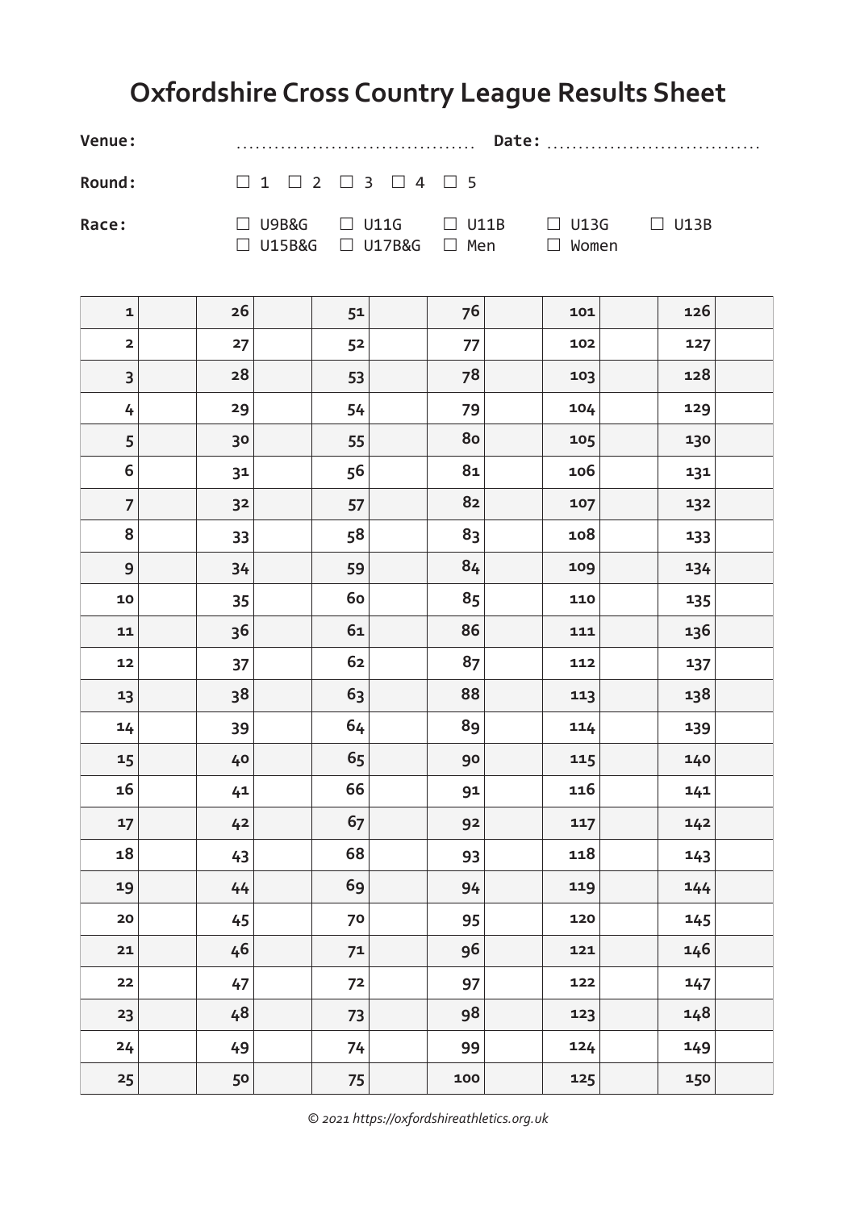# Oxfordshire Cross Country League Results Sheet

**Venue:** .................................... **Date:** ................................

**Round:** ☐ 1 ☐ 2 ☐ 3 ☐ 4 ☐ 5

**Race:** ☐ U9B&G ☐ U11G ☐ U11B ☐ U13G ☐ U13B
☐ U15B&G ☐ U17B&G ☐ Men ☐ Women

| | | | | | | | | | | | |
|---|---|---|---|---|---|---|---|---|---|---|---|
| 1 | | 26 | | 51 | | 76 | | 101 | | 126 | |
| 2 | | 27 | | 52 | | 77 | | 102 | | 127 | |
| 3 | | 28 | | 53 | | 78 | | 103 | | 128 | |
| 4 | | 29 | | 54 | | 79 | | 104 | | 129 | |
| 5 | | 30 | | 55 | | 80 | | 105 | | 130 | |
| 6 | | 31 | | 56 | | 81 | | 106 | | 131 | |
| 7 | | 32 | | 57 | | 82 | | 107 | | 132 | |
| 8 | | 33 | | 58 | | 83 | | 108 | | 133 | |
| 9 | | 34 | | 59 | | 84 | | 109 | | 134 | |
| 10 | | 35 | | 60 | | 85 | | 110 | | 135 | |
| 11 | | 36 | | 61 | | 86 | | 111 | | 136 | |
| 12 | | 37 | | 62 | | 87 | | 112 | | 137 | |
| 13 | | 38 | | 63 | | 88 | | 113 | | 138 | |
| 14 | | 39 | | 64 | | 89 | | 114 | | 139 | |
| 15 | | 40 | | 65 | | 90 | | 115 | | 140 | |
| 16 | | 41 | | 66 | | 91 | | 116 | | 141 | |
| 17 | | 42 | | 67 | | 92 | | 117 | | 142 | |
| 18 | | 43 | | 68 | | 93 | | 118 | | 143 | |
| 19 | | 44 | | 69 | | 94 | | 119 | | 144 | |
| 20 | | 45 | | 70 | | 95 | | 120 | | 145 | |
| 21 | | 46 | | 71 | | 96 | | 121 | | 146 | |
| 22 | | 47 | | 72 | | 97 | | 122 | | 147 | |
| 23 | | 48 | | 73 | | 98 | | 123 | | 148 | |
| 24 | | 49 | | 74 | | 99 | | 124 | | 149 | |
| 25 | | 50 | | 75 | | 100 | | 125 | | 150 | |

*© 2021 https://oxfordshireathletics.org.uk*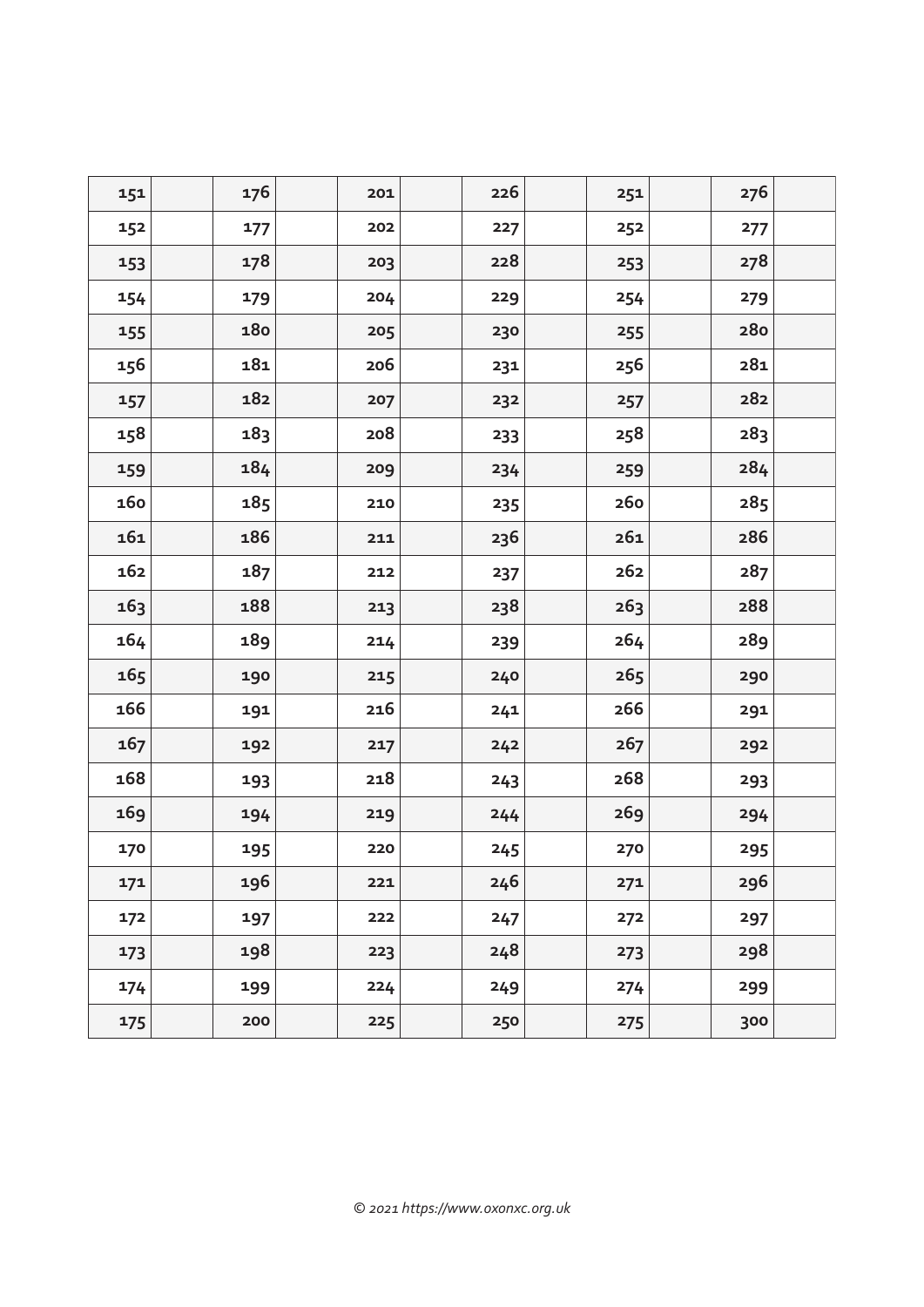| 151 | | 176 | | 201 | | 226 | | 251 | | 276 | |
|---|---|---|---|---|---|---|---|---|---|---|---|
| 152 | | 177 | | 202 | | 227 | | 252 | | 277 | |
| 153 | | 178 | | 203 | | 228 | | 253 | | 278 | |
| 154 | | 179 | | 204 | | 229 | | 254 | | 279 | |
| 155 | | 180 | | 205 | | 230 | | 255 | | 280 | |
| 156 | | 181 | | 206 | | 231 | | 256 | | 281 | |
| 157 | | 182 | | 207 | | 232 | | 257 | | 282 | |
| 158 | | 183 | | 208 | | 233 | | 258 | | 283 | |
| 159 | | 184 | | 209 | | 234 | | 259 | | 284 | |
| 160 | | 185 | | 210 | | 235 | | 260 | | 285 | |
| 161 | | 186 | | 211 | | 236 | | 261 | | 286 | |
| 162 | | 187 | | 212 | | 237 | | 262 | | 287 | |
| 163 | | 188 | | 213 | | 238 | | 263 | | 288 | |
| 164 | | 189 | | 214 | | 239 | | 264 | | 289 | |
| 165 | | 190 | | 215 | | 240 | | 265 | | 290 | |
| 166 | | 191 | | 216 | | 241 | | 266 | | 291 | |
| 167 | | 192 | | 217 | | 242 | | 267 | | 292 | |
| 168 | | 193 | | 218 | | 243 | | 268 | | 293 | |
| 169 | | 194 | | 219 | | 244 | | 269 | | 294 | |
| 170 | | 195 | | 220 | | 245 | | 270 | | 295 | |
| 171 | | 196 | | 221 | | 246 | | 271 | | 296 | |
| 172 | | 197 | | 222 | | 247 | | 272 | | 297 | |
| 173 | | 198 | | 223 | | 248 | | 273 | | 298 | |
| 174 | | 199 | | 224 | | 249 | | 274 | | 299 | |
| 175 | | 200 | | 225 | | 250 | | 275 | | 300 | |

*© 2021 https://www.oxonxc.org.uk*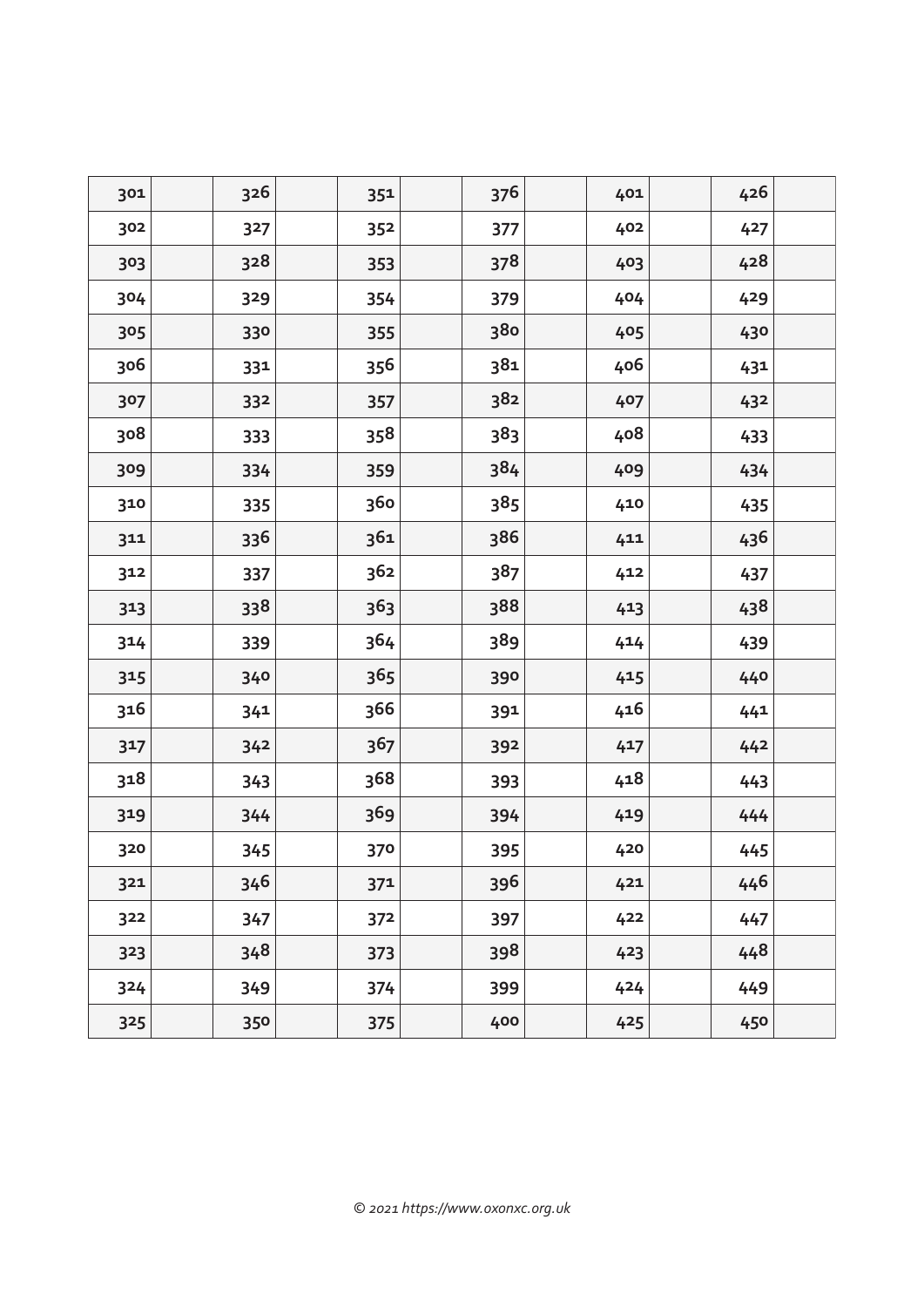| | | | | | | | | | | | |
|---|---|---|---|---|---|---|---|---|---|---|---|
| 301 | | 326 | | 351 | | 376 | | 401 | | 426 | |
| 302 | | 327 | | 352 | | 377 | | 402 | | 427 | |
| 303 | | 328 | | 353 | | 378 | | 403 | | 428 | |
| 304 | | 329 | | 354 | | 379 | | 404 | | 429 | |
| 305 | | 330 | | 355 | | 380 | | 405 | | 430 | |
| 306 | | 331 | | 356 | | 381 | | 406 | | 431 | |
| 307 | | 332 | | 357 | | 382 | | 407 | | 432 | |
| 308 | | 333 | | 358 | | 383 | | 408 | | 433 | |
| 309 | | 334 | | 359 | | 384 | | 409 | | 434 | |
| 310 | | 335 | | 360 | | 385 | | 410 | | 435 | |
| 311 | | 336 | | 361 | | 386 | | 411 | | 436 | |
| 312 | | 337 | | 362 | | 387 | | 412 | | 437 | |
| 313 | | 338 | | 363 | | 388 | | 413 | | 438 | |
| 314 | | 339 | | 364 | | 389 | | 414 | | 439 | |
| 315 | | 340 | | 365 | | 390 | | 415 | | 440 | |
| 316 | | 341 | | 366 | | 391 | | 416 | | 441 | |
| 317 | | 342 | | 367 | | 392 | | 417 | | 442 | |
| 318 | | 343 | | 368 | | 393 | | 418 | | 443 | |
| 319 | | 344 | | 369 | | 394 | | 419 | | 444 | |
| 320 | | 345 | | 370 | | 395 | | 420 | | 445 | |
| 321 | | 346 | | 371 | | 396 | | 421 | | 446 | |
| 322 | | 347 | | 372 | | 397 | | 422 | | 447 | |
| 323 | | 348 | | 373 | | 398 | | 423 | | 448 | |
| 324 | | 349 | | 374 | | 399 | | 424 | | 449 | |
| 325 | | 350 | | 375 | | 400 | | 425 | | 450 | |

*© 2021 https://www.oxonxc.org.uk*